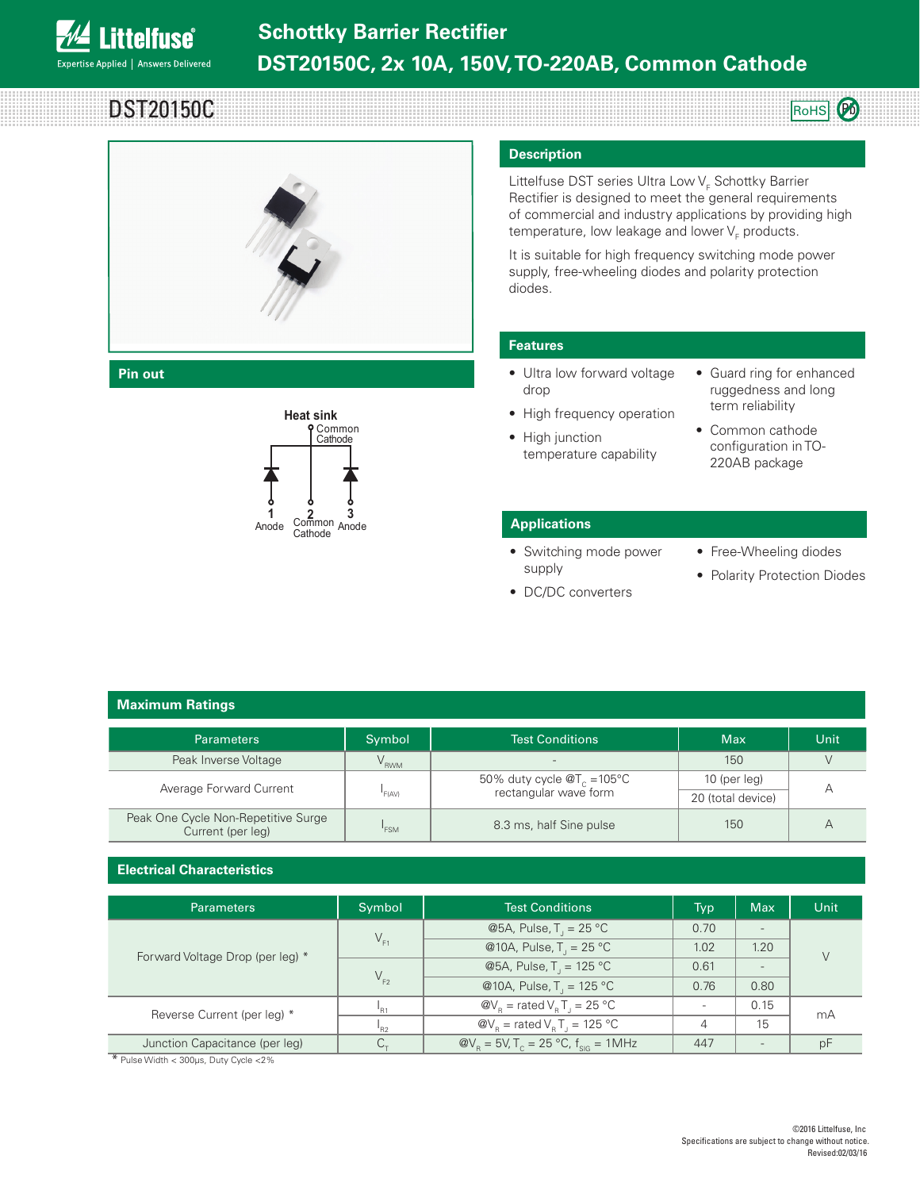# Schottky Barrier Rectifier

# DST20150C, 2x 10A, 150V, TO-220AB, Common Cathode

## DST20150C

RoHS Pb

## Pin out

Heat sink
Common Cathode

1 Anode
2 Common Cathode
3 Anode

## Description

Littelfuse DST series Ultra Low $V_F$ Schottky Barrier Rectifier is designed to meet the general requirements of commercial and industry applications by providing high temperature, low leakage and lower $V_F$ products.

It is suitable for high frequency switching mode power supply, free-wheeling diodes and polarity protection diodes.

## Features

- Ultra low forward voltage drop
- High frequency operation
- High junction temperature capability
- Guard ring for enhanced ruggedness and long term reliability
- Common cathode configuration in TO-220AB package

## Applications

- Switching mode power supply
- DC/DC converters
- Free-Wheeling diodes
- Polarity Protection Diodes

## Maximum Ratings

| Parameters | Symbol | Test Conditions | Max | Unit |
|---|---|---|---|---|
| Peak Inverse Voltage | $V_{RWM}$ | - | 150 | V |
| Average Forward Current | $I_{F(AV)}$ | 50% duty cycle @$T_C$ =105°C rectangular wave form | 10 (per leg) | A |
| | | | 20 (total device) | |
| Peak One Cycle Non-Repetitive Surge Current (per leg) | $I_{FSM}$ | 8.3 ms, half Sine pulse | 150 | A |

## Electrical Characteristics

| Parameters | Symbol | Test Conditions | Typ | Max | Unit |
|---|---|---|---|---|---|
| Forward Voltage Drop (per leg) * | $V_{F1}$ | @5A, Pulse, $T_J$ = 25 °C | 0.70 | - | V |
| | | @10A, Pulse, $T_J$ = 25 °C | 1.02 | 1.20 | |
| | $V_{F2}$ | @5A, Pulse, $T_J$ = 125 °C | 0.61 | - | |
| | | @10A, Pulse, $T_J$ = 125 °C | 0.76 | 0.80 | |
| Reverse Current (per leg) * | $I_{R1}$ | @$V_R$ = rated $V_R$ $T_J$ = 25 °C | - | 0.15 | mA |
| | $I_{R2}$ | @$V_R$ = rated $V_R$ $T_J$ = 125 °C | 4 | 15 | |
| Junction Capacitance (per leg) | $C_T$ | @$V_R$ = 5V, $T_C$ = 25 °C, $f_{SIG}$ = 1MHz | 447 | - | pF |

* Pulse Width < 300μs, Duty Cycle <2%

©2016 Littelfuse, Inc
Specifications are subject to change without notice.
Revised:02/03/16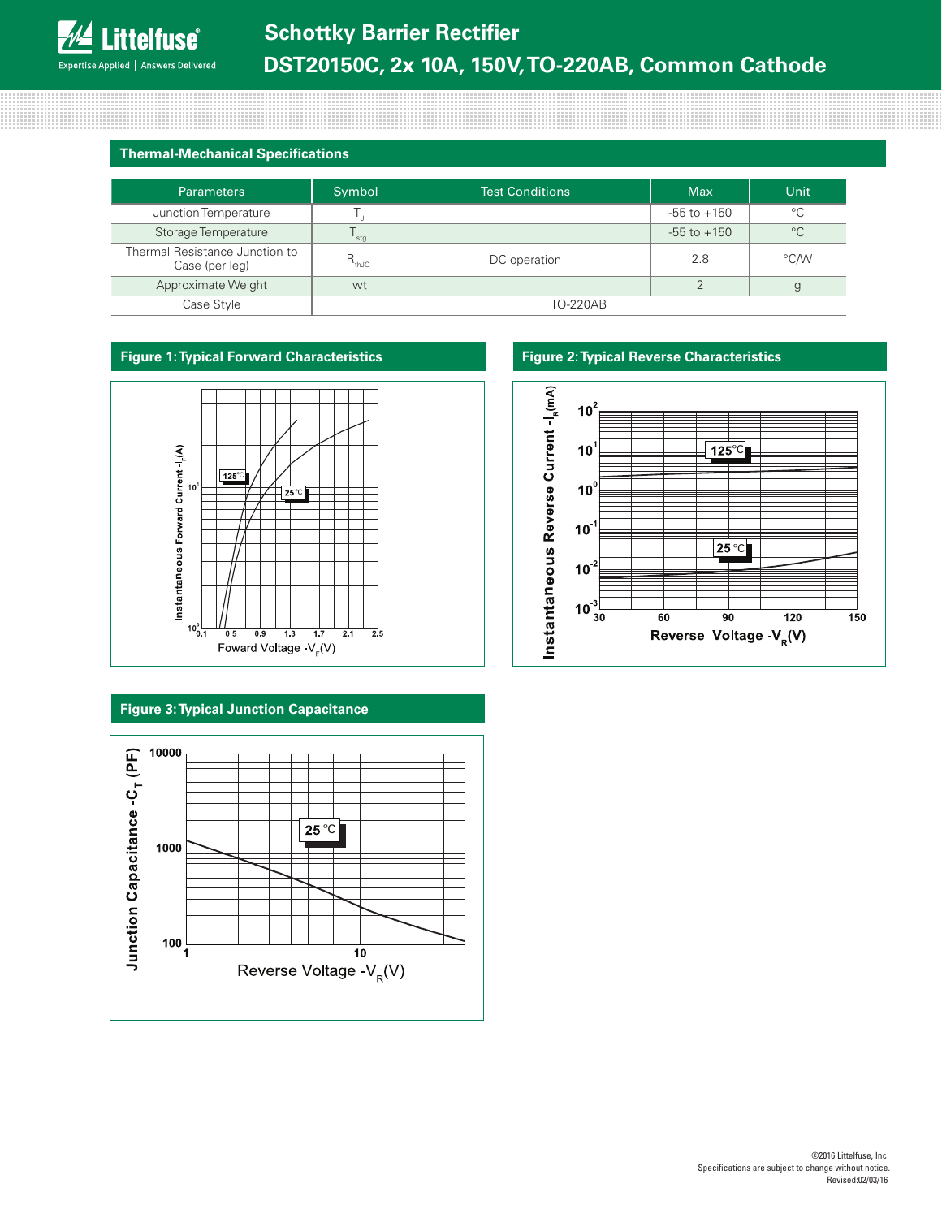## Thermal-Mechanical Specifications

| Parameters | Symbol | Test Conditions | Max | Unit |
|---|---|---|---|---|
| Junction Temperature | $T_J$ | | -55 to +150 | °C |
| Storage Temperature | $T_{stg}$ | | -55 to +150 | °C |
| Thermal Resistance Junction to Case (per leg) | $R_{thJC}$ | DC operation | 2.8 | °C/W |
| Approximate Weight | wt | | 2 | g |
| Case Style | TO-220AB | | | |

## Figure 1: Typical Forward Characteristics

Instantaneous Forward Current -$I_F$(A)

$10^1$

$10^0$

125°C

25°C

0.1 0.5 0.9 1.3 1.7 2.1 2.5

Foward Voltage -$V_F$(V)

## Figure 2: Typical Reverse Characteristics

Instantaneous Reverse Current -$I_R$(mA)

$10^2$ $10^1$ $10^0$ $10^{-1}$ $10^{-2}$ $10^{-3}$

125°C

25 °C

30 60 90 120 150

Reverse Voltage -$V_R$(V)

## Figure 3: Typical Junction Capacitance

Junction Capacitance -$C_T$ (PF)

10000

1000

100

25 °C

1 10

Reverse Voltage -$V_R$(V)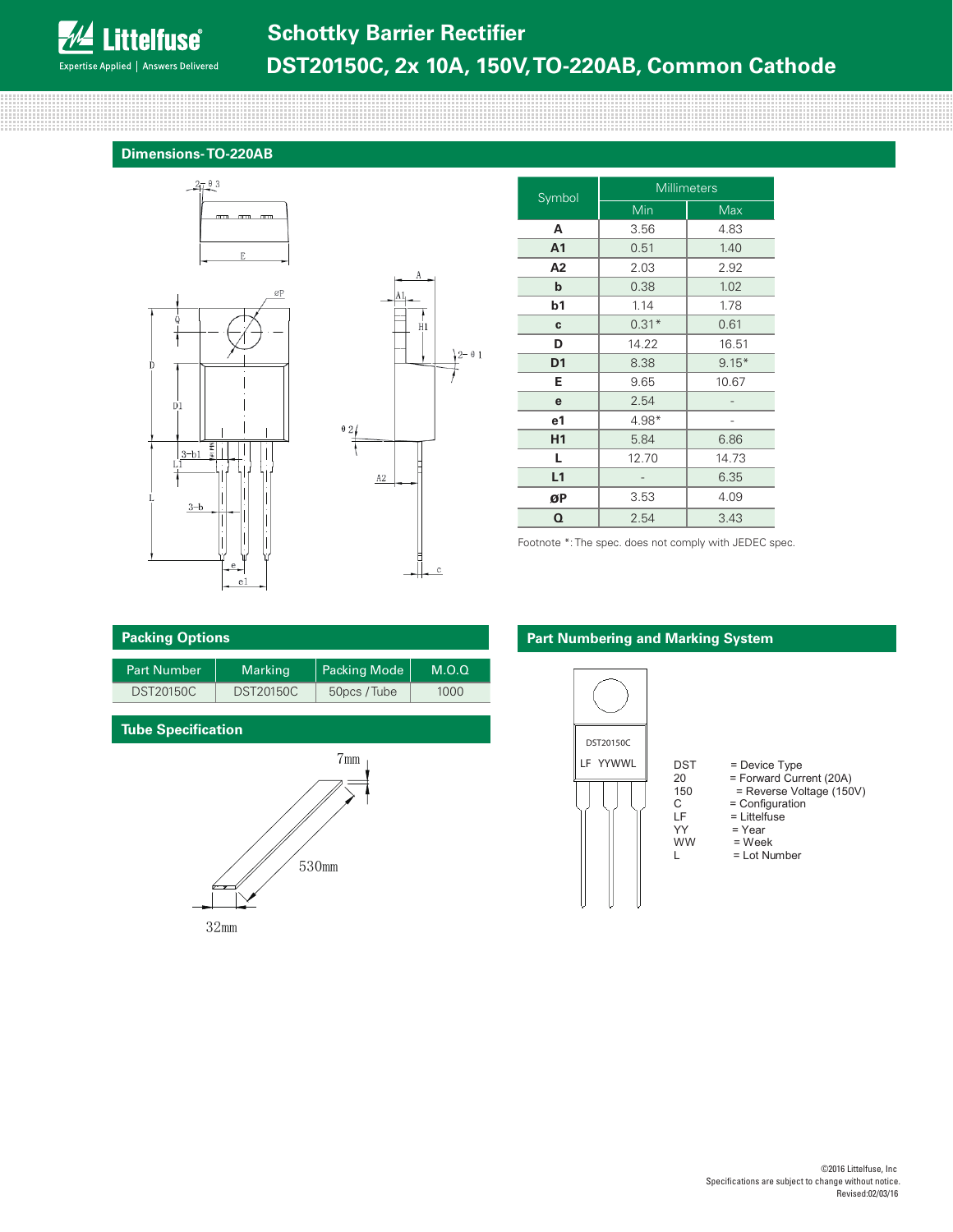# Schottky Barrier Rectifier

## DST20150C, 2x 10A, 150V, TO-220AB, Common Cathode

### Dimensions- TO-220AB

| Symbol | Millimeters | |
|---|---|---|
| | Min | Max |
| A | 3.56 | 4.83 |
| A1 | 0.51 | 1.40 |
| A2 | 2.03 | 2.92 |
| b | 0.38 | 1.02 |
| b1 | 1.14 | 1.78 |
| c | 0.31* | 0.61 |
| D | 14.22 | 16.51 |
| D1 | 8.38 | 9.15* |
| E | 9.65 | 10.67 |
| e | 2.54 | - |
| e1 | 4.98* | - |
| H1 | 5.84 | 6.86 |
| L | 12.70 | 14.73 |
| L1 | - | 6.35 |
| ØP | 3.53 | 4.09 |
| Q | 2.54 | 3.43 |

Footnote *: The spec. does not comply with JEDEC spec.

### Packing Options

| Part Number | Marking | Packing Mode | M.O.Q |
|---|---|---|---|
| DST20150C | DST20150C | 50pcs / Tube | 1000 |

### Tube Specification

7mm

530mm

32mm

### Part Numbering and Marking System

DST20150C
LF YYWWL

DST = Device Type
20 = Forward Current (20A)
150 = Reverse Voltage (150V)
C = Configuration
LF = Littelfuse
YY = Year
WW = Week
L = Lot Number